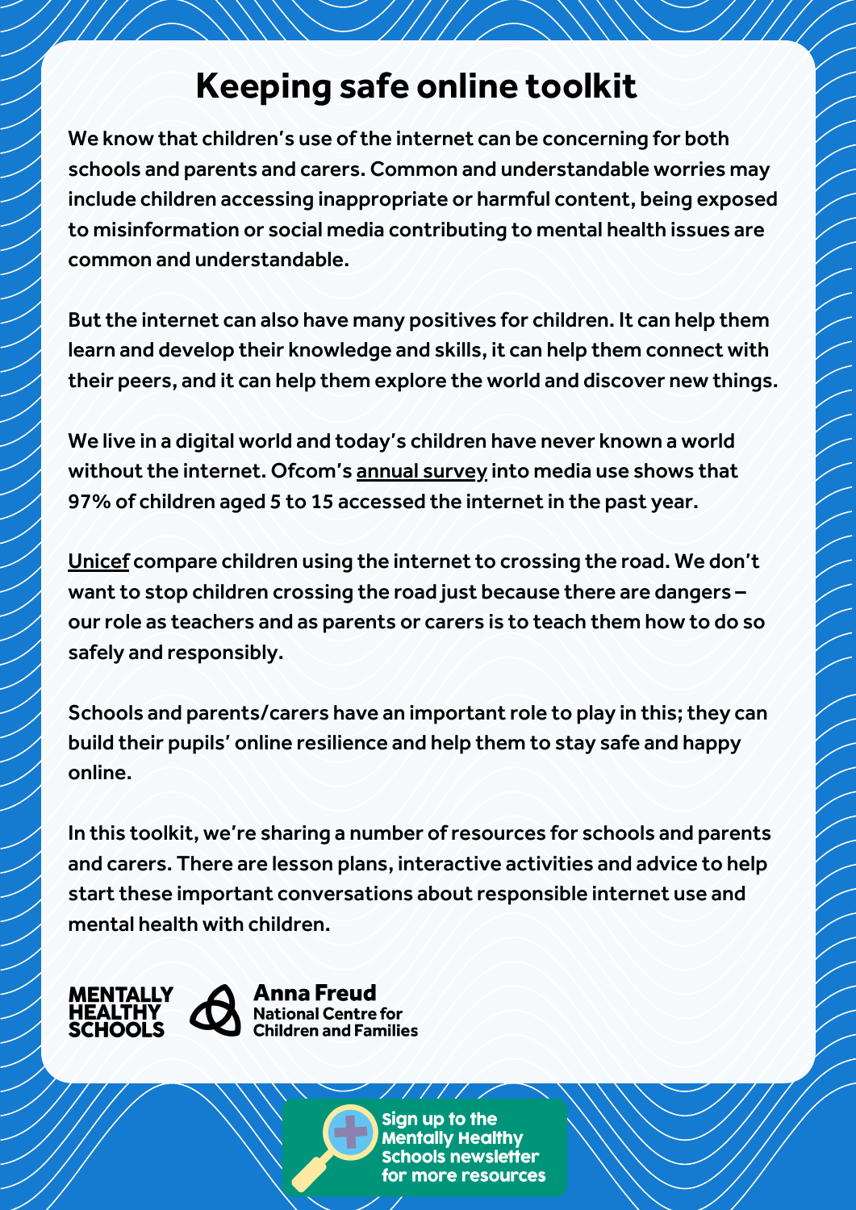# Keeping safe online toolkit

We know that children's use of the internet can be concerning for both schools and parents and carers. Common and understandable worries may include children accessing inappropriate or harmful content, being exposed to misinformation or social media contributing to mental health issues are common and understandable.

But the internet can also have many positives for children. It can help them learn and develop their knowledge and skills, it can help them connect with their peers, and it can help them explore the world and discover new things.

We live in a digital world and today's children have never known a world without the internet. Ofcom's annual survey into media use shows that 97% of children aged 5 to 15 accessed the internet in the past year.

Unicef compare children using the internet to crossing the road. We don't want to stop children crossing the road just because there are dangers – our role as teachers and as parents or carers is to teach them how to do so safely and responsibly.

Schools and parents/carers have an important role to play in this; they can build their pupils' online resilience and help them to stay safe and happy online.

In this toolkit, we're sharing a number of resources for schools and parents and carers. There are lesson plans, interactive activities and advice to help start these important conversations about responsible internet use and mental health with children.

MENTALLY HEALTHY SCHOOLS

Anna Freud National Centre for Children and Families

Sign up to the Mentally Healthy Schools newsletter for more resources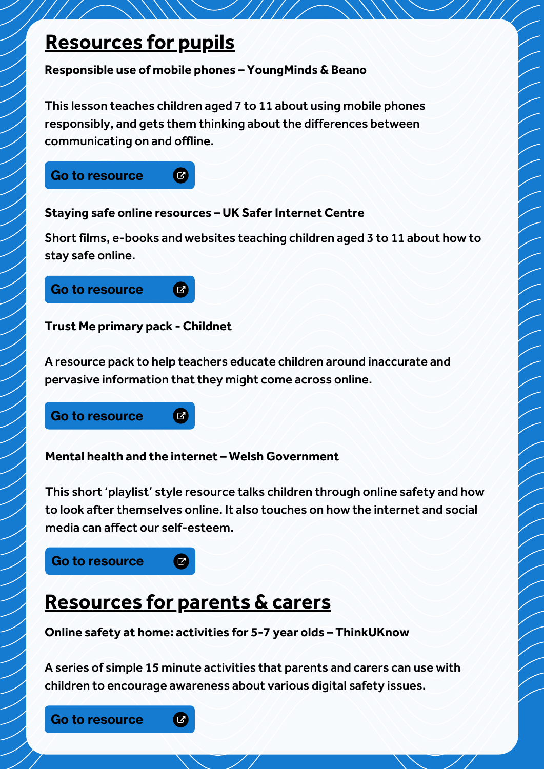## Resources for pupils

**Responsible use of mobile phones – YoungMinds & Beano**

This lesson teaches children aged 7 to 11 about using mobile phones responsibly, and gets them thinking about the differences between communicating on and offline.

Go to resource

**Staying safe online resources – UK Safer Internet Centre**

Short films, e-books and websites teaching children aged 3 to 11 about how to stay safe online.

Go to resource

**Trust Me primary pack - Childnet**

A resource pack to help teachers educate children around inaccurate and pervasive information that they might come across online.

Go to resource

**Mental health and the internet – Welsh Government**

This short 'playlist' style resource talks children through online safety and how to look after themselves online. It also touches on how the internet and social media can affect our self-esteem.

Go to resource

## Resources for parents & carers

**Online safety at home: activities for 5-7 year olds – ThinkUKnow**

A series of simple 15 minute activities that parents and carers can use with children to encourage awareness about various digital safety issues.

Go to resource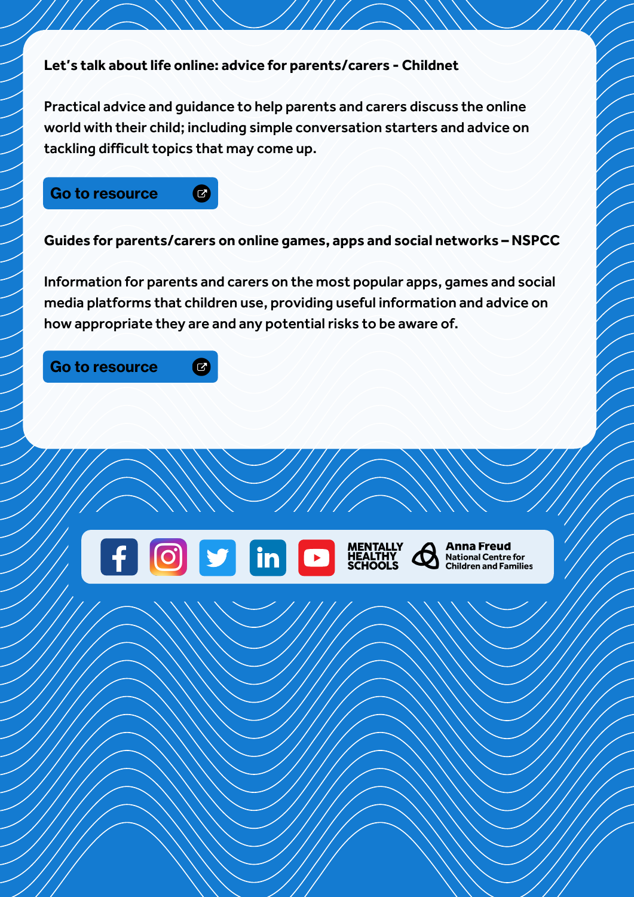**Let's talk about life online: advice for parents/carers - Childnet**

Practical advice and guidance to help parents and carers discuss the online world with their child; including simple conversation starters and advice on tackling difficult topics that may come up.

Go to resource

**Guides for parents/carers on online games, apps and social networks – NSPCC**

Information for parents and carers on the most popular apps, games and social media platforms that children use, providing useful information and advice on how appropriate they are and any potential risks to be aware of.

Go to resource

MENTALLY HEALTHY SCHOOLS

Anna Freud National Centre for Children and Families